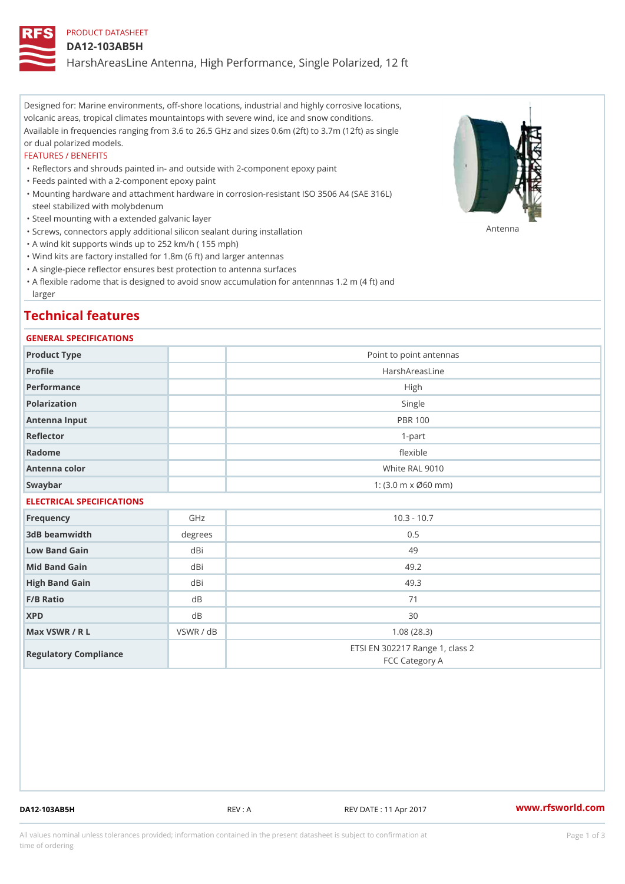PRODUCT DATASHEET

# DA12-103AB5H

## HarshAreasLine Antenna, High Performance, Single Polarized, 12 ft

Designed for: Marine environments, off-shore locations, industrial and highly corrosive locations, volcanic areas, tropical climates mountaintops with severe wind, ice and snow conditions. Available in frequencies ranging from 3.6 to 26.5 GHz and sizes 0.6m (2ft) to 3.7m (12ft) as single or dual polarized models.

FEATURES / BENEFITS

- Reflectors and shrouds painted in- and outside with 2-component epoxy paint
- Feeds painted with a 2-component epoxy paint
- Mounting hardware and attachment hardware in corrosion-resistant ISO 3506 A4 (SAE 316L) steel stabilized with molybdenum
- Steel mounting with a extended galvanic layer
- Screws, connectors apply additional silicon sealant during installation
- A wind kit supports winds up to 252 km/h ( 155 mph)
- Wind kits are factory installed for 1.8m (6 ft) and larger antennas
- A single-piece reflector ensures best protection to antenna surfaces
- A flexible radome that is designed to avoid snow accumulation for antennnas 1.2 m (4 ft) and larger

Antenna

## Technical features

### GENERAL SPECIFICATIONS

| | | |
|---|---|---|
| Product Type | | Point to point antennas |
| Profile | | HarshAreasLine |
| Performance | | High |
| Polarization | | Single |
| Antenna Input | | PBR 100 |
| Reflector | | 1-part |
| Radome | | flexible |
| Antenna color | | White RAL 9010 |
| Swaybar | | 1: (3.0 m x Ø60 mm) |

### ELECTRICAL SPECIFICATIONS

| | | |
|---|---|---|
| Frequency | GHz | 10.3 - 10.7 |
| 3dB beamwidth | degrees | 0.5 |
| Low Band Gain | dBi | 49 |
| Mid Band Gain | dBi | 49.2 |
| High Band Gain | dBi | 49.3 |
| F/B Ratio | dB | 71 |
| XPD | dB | 30 |
| Max VSWR / R L | VSWR / dB | 1.08 (28.3) |
| Regulatory Compliance | | ETSI EN 302217 Range 1, class 2<br>FCC Category A |

DA12-103AB5H REV : A REV DATE : 11 Apr 2017 www.rfsworld.com

All values nominal unless tolerances provided; information contained in the present datasheet is subject to confirmation at time of ordering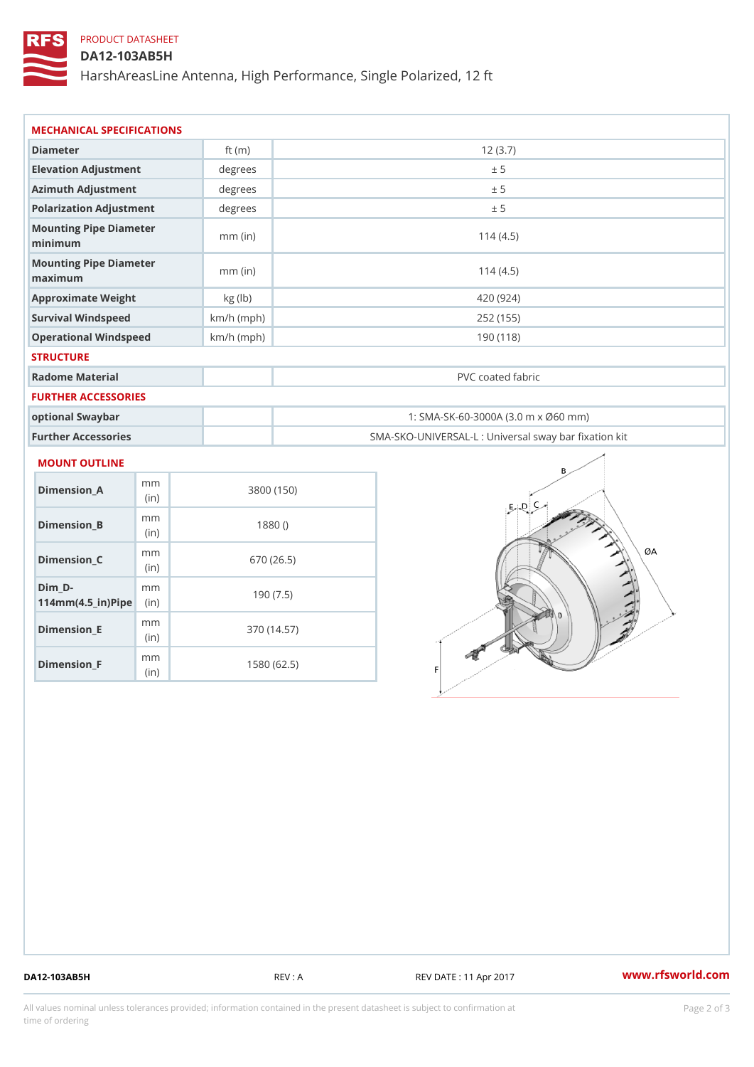PRODUCT DATASHEET

# DA12-103AB5H

HarshAreasLine Antenna, High Performance, Single Polarized, 12 ft

## MECHANICAL SPECIFICATIONS

| | | |
|---|---|---|
| Diameter | ft (m) | 12 (3.7) |
| Elevation Adjustment | degrees | ± 5 |
| Azimuth Adjustment | degrees | ± 5 |
| Polarization Adjustment | degrees | ± 5 |
| Mounting Pipe Diameter minimum | mm (in) | 114 (4.5) |
| Mounting Pipe Diameter maximum | mm (in) | 114 (4.5) |
| Approximate Weight | kg (lb) | 420 (924) |
| Survival Windspeed | km/h (mph) | 252 (155) |
| Operational Windspeed | km/h (mph) | 190 (118) |

## STRUCTURE

| | | |
|---|---|---|
| Radome Material | | PVC coated fabric |

## FURTHER ACCESSORIES

| | | |
|---|---|---|
| optional Swaybar | | 1: SMA-SK-60-3000A (3.0 m x Ø60 mm) |
| Further Accessories | | SMA-SKO-UNIVERSAL-L : Universal sway bar fixation kit |

## MOUNT OUTLINE

| | | |
|---|---|---|
| Dimension_A | mm (in) | 3800 (150) |
| Dimension_B | mm (in) | 1880 () |
| Dimension_C | mm (in) | 670 (26.5) |
| Dim_D-114mm(4.5_in)Pipe | mm (in) | 190 (7.5) |
| Dimension_E | mm (in) | 370 (14.57) |
| Dimension_F | mm (in) | 1580 (62.5) |

DA12-103AB5H REV : A REV DATE : 11 Apr 2017 www.rfsworld.com

All values nominal unless tolerances provided; information contained in the present datasheet is subject to confirmation at time of ordering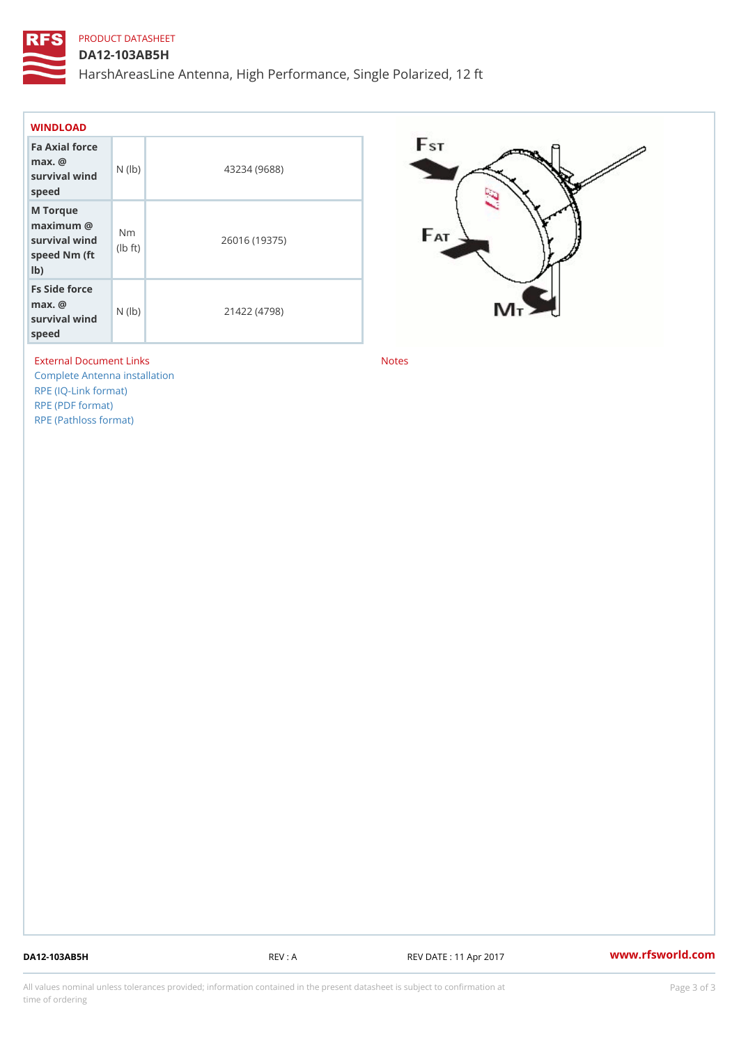PRODUCT DATASHEET

# DA12-103AB5H

HarshAreasLine Antenna, High Performance, Single Polarized, 12 ft

## WINDLOAD

| | | |
|---|---|---|
| Fa Axial force max. @ survival wind speed | N (lb) | 43234 (9688) |
| M Torque maximum @ survival wind speed Nm (ft lb) | Nm (lb ft) | 26016 (19375) |
| Fs Side force max. @ survival wind speed | N (lb) | 21422 (4798) |

FST

FAT

MT

External Document Links

Complete Antenna installation

RPE (IQ-Link format)

RPE (PDF format)

RPE (Pathloss format)

Notes

DA12-103AB5H REV : A REV DATE : 11 Apr 2017 www.rfsworld.com

All values nominal unless tolerances provided; information contained in the present datasheet is subject to confirmation at time of ordering